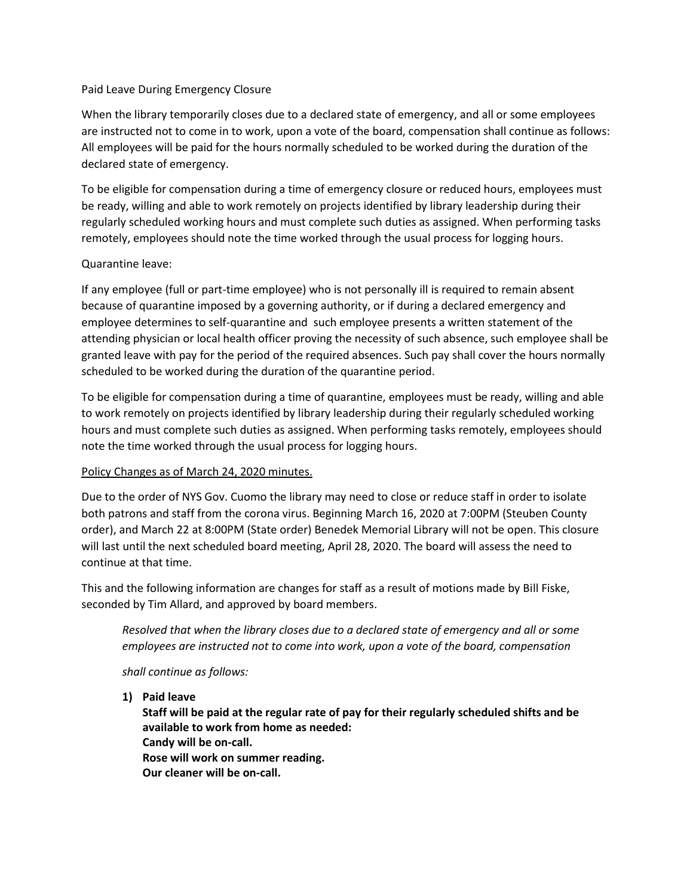Paid Leave During Emergency Closure

When the library temporarily closes due to a declared state of emergency, and all or some employees are instructed not to come in to work, upon a vote of the board, compensation shall continue as follows: All employees will be paid for the hours normally scheduled to be worked during the duration of the declared state of emergency.

To be eligible for compensation during a time of emergency closure or reduced hours, employees must be ready, willing and able to work remotely on projects identified by library leadership during their regularly scheduled working hours and must complete such duties as assigned. When performing tasks remotely, employees should note the time worked through the usual process for logging hours.

Quarantine leave:

If any employee (full or part-time employee) who is not personally ill is required to remain absent because of quarantine imposed by a governing authority, or if during a declared emergency and employee determines to self-quarantine and such employee presents a written statement of the attending physician or local health officer proving the necessity of such absence, such employee shall be granted leave with pay for the period of the required absences. Such pay shall cover the hours normally scheduled to be worked during the duration of the quarantine period.

To be eligible for compensation during a time of quarantine, employees must be ready, willing and able to work remotely on projects identified by library leadership during their regularly scheduled working hours and must complete such duties as assigned. When performing tasks remotely, employees should note the time worked through the usual process for logging hours.

<u>Policy Changes as of March 24, 2020 minutes.</u>

Due to the order of NYS Gov. Cuomo the library may need to close or reduce staff in order to isolate both patrons and staff from the corona virus. Beginning March 16, 2020 at 7:00PM (Steuben County order), and March 22 at 8:00PM (State order) Benedek Memorial Library will not be open. This closure will last until the next scheduled board meeting, April 28, 2020. The board will assess the need to continue at that time.

This and the following information are changes for staff as a result of motions made by Bill Fiske, seconded by Tim Allard, and approved by board members.

> *Resolved that when the library closes due to a declared state of emergency and all or some employees are instructed not to come into work, upon a vote of the board, compensation*
>
> *shall continue as follows:*

1) **Paid leave**
   **Staff will be paid at the regular rate of pay for their regularly scheduled shifts and be available to work from home as needed:**
   **Candy will be on-call.**
   **Rose will work on summer reading.**
   **Our cleaner will be on-call.**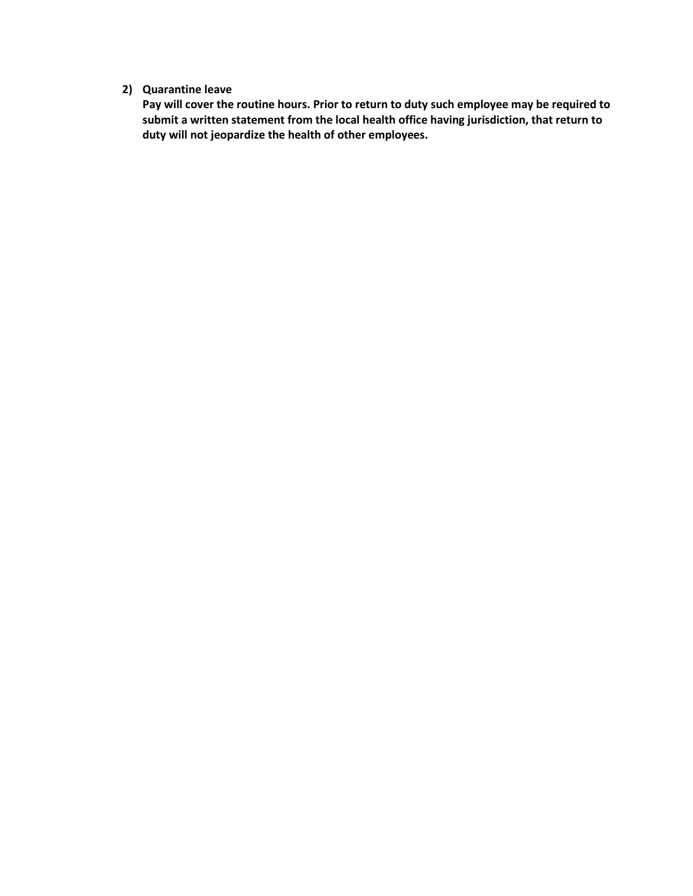2) **Quarantine leave**
   **Pay will cover the routine hours. Prior to return to duty such employee may be required to submit a written statement from the local health office having jurisdiction, that return to duty will not jeopardize the health of other employees.**